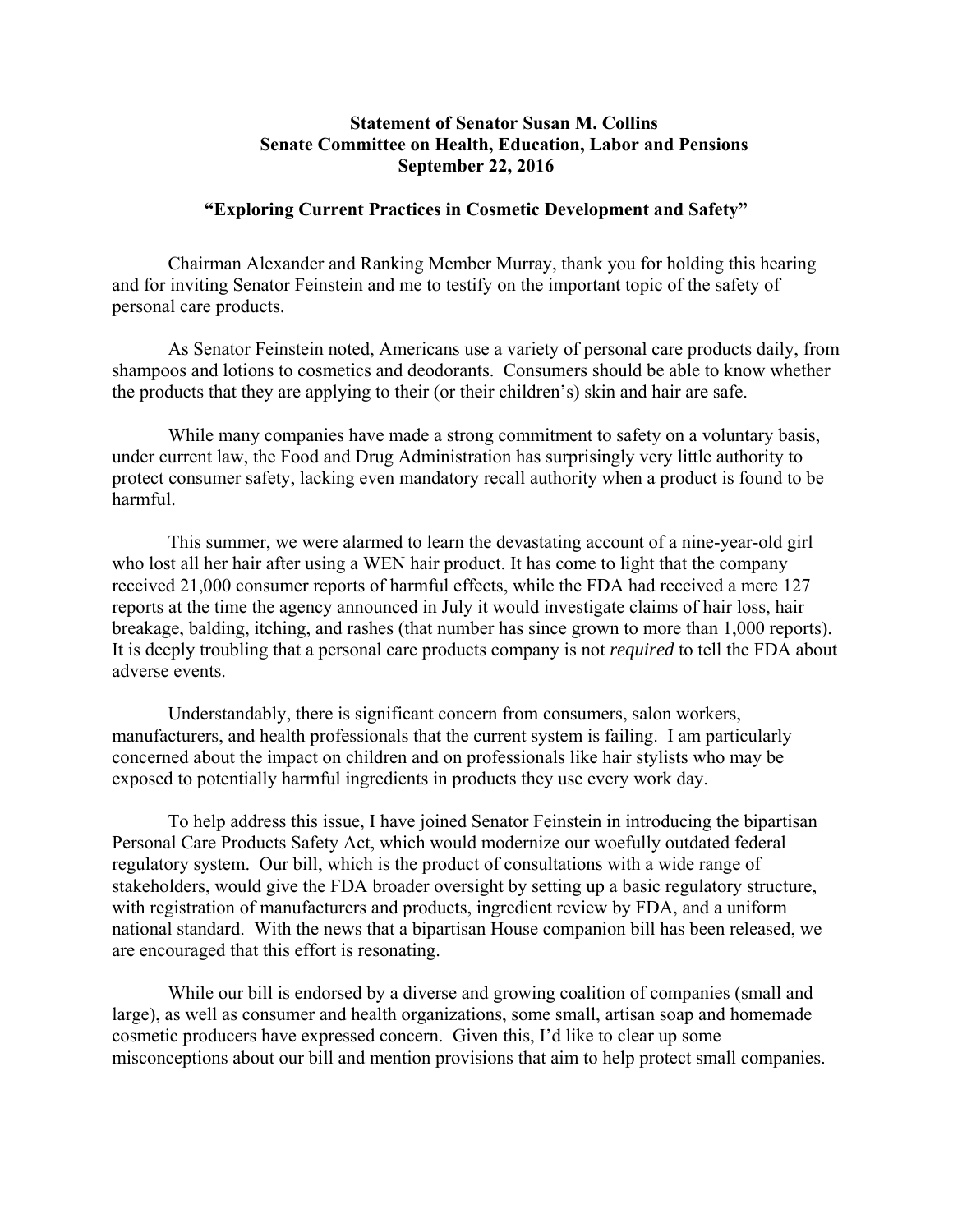**Statement of Senator Susan M. Collins**
**Senate Committee on Health, Education, Labor and Pensions**
**September 22, 2016**

**"Exploring Current Practices in Cosmetic Development and Safety"**

Chairman Alexander and Ranking Member Murray, thank you for holding this hearing and for inviting Senator Feinstein and me to testify on the important topic of the safety of personal care products.

As Senator Feinstein noted, Americans use a variety of personal care products daily, from shampoos and lotions to cosmetics and deodorants. Consumers should be able to know whether the products that they are applying to their (or their children's) skin and hair are safe.

While many companies have made a strong commitment to safety on a voluntary basis, under current law, the Food and Drug Administration has surprisingly very little authority to protect consumer safety, lacking even mandatory recall authority when a product is found to be harmful.

This summer, we were alarmed to learn the devastating account of a nine-year-old girl who lost all her hair after using a WEN hair product. It has come to light that the company received 21,000 consumer reports of harmful effects, while the FDA had received a mere 127 reports at the time the agency announced in July it would investigate claims of hair loss, hair breakage, balding, itching, and rashes (that number has since grown to more than 1,000 reports). It is deeply troubling that a personal care products company is not *required* to tell the FDA about adverse events.

Understandably, there is significant concern from consumers, salon workers, manufacturers, and health professionals that the current system is failing. I am particularly concerned about the impact on children and on professionals like hair stylists who may be exposed to potentially harmful ingredients in products they use every work day.

To help address this issue, I have joined Senator Feinstein in introducing the bipartisan Personal Care Products Safety Act, which would modernize our woefully outdated federal regulatory system. Our bill, which is the product of consultations with a wide range of stakeholders, would give the FDA broader oversight by setting up a basic regulatory structure, with registration of manufacturers and products, ingredient review by FDA, and a uniform national standard. With the news that a bipartisan House companion bill has been released, we are encouraged that this effort is resonating.

While our bill is endorsed by a diverse and growing coalition of companies (small and large), as well as consumer and health organizations, some small, artisan soap and homemade cosmetic producers have expressed concern. Given this, I'd like to clear up some misconceptions about our bill and mention provisions that aim to help protect small companies.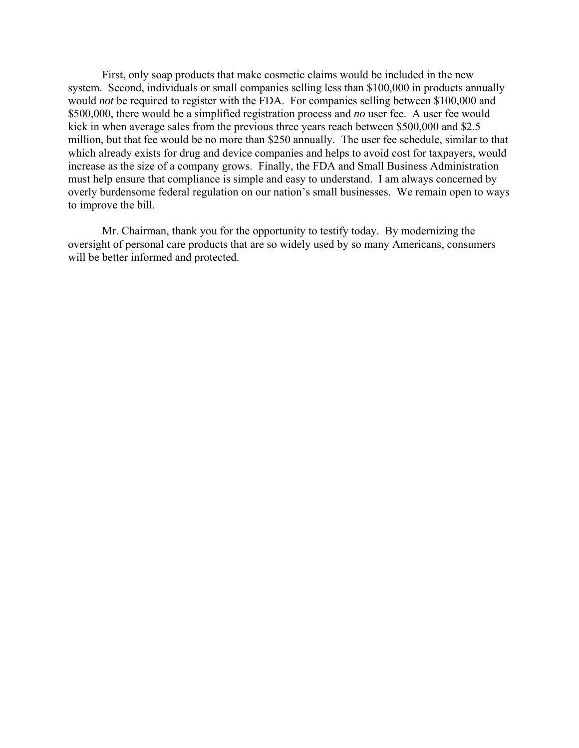First, only soap products that make cosmetic claims would be included in the new system. Second, individuals or small companies selling less than $100,000 in products annually would *not* be required to register with the FDA. For companies selling between $100,000 and $500,000, there would be a simplified registration process and *no* user fee. A user fee would kick in when average sales from the previous three years reach between $500,000 and $2.5 million, but that fee would be no more than $250 annually. The user fee schedule, similar to that which already exists for drug and device companies and helps to avoid cost for taxpayers, would increase as the size of a company grows. Finally, the FDA and Small Business Administration must help ensure that compliance is simple and easy to understand. I am always concerned by overly burdensome federal regulation on our nation's small businesses. We remain open to ways to improve the bill.

Mr. Chairman, thank you for the opportunity to testify today. By modernizing the oversight of personal care products that are so widely used by so many Americans, consumers will be better informed and protected.